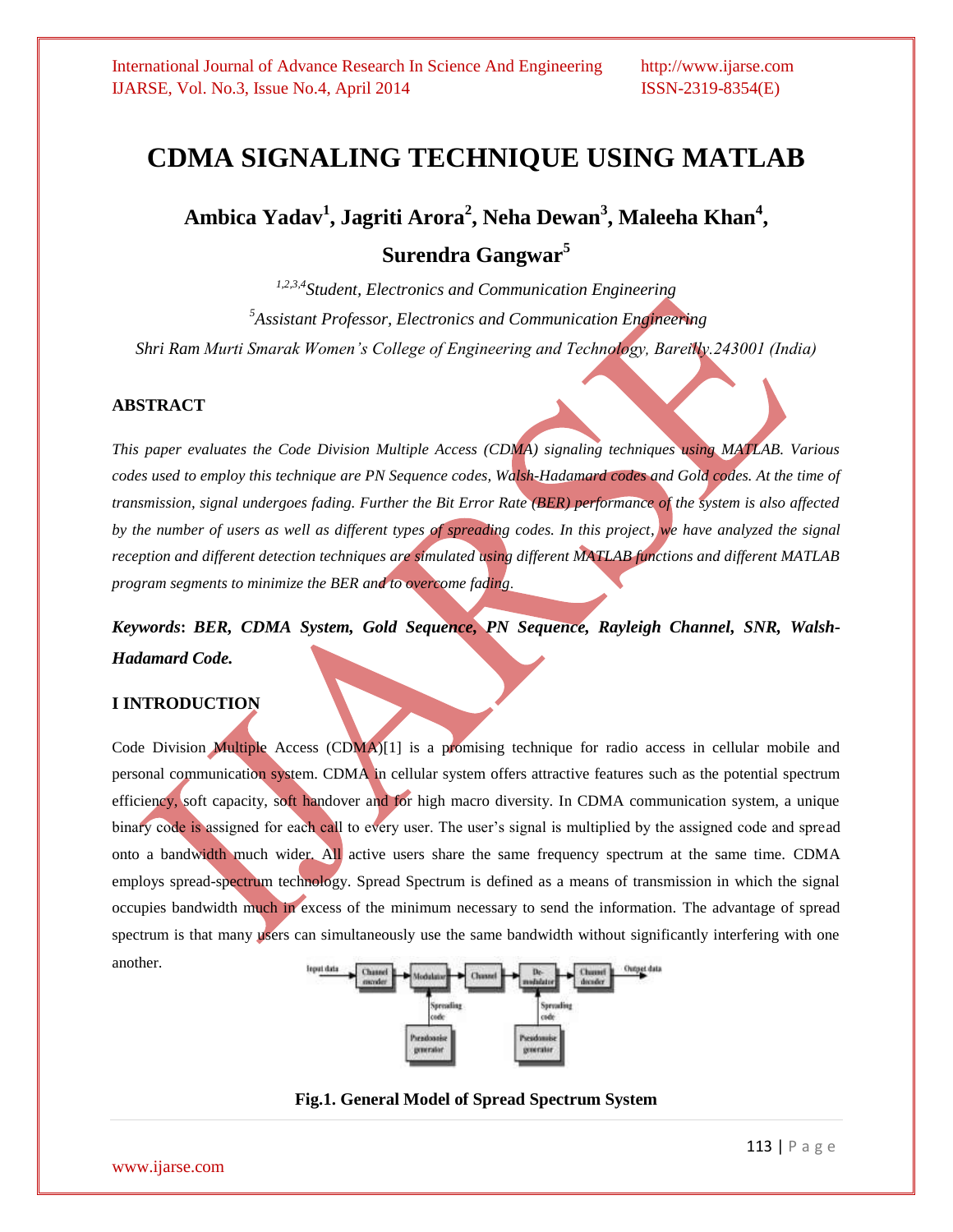# CDMA SIGNALING TECHNIQUE USING MATLAB

**Ambica Yadav[1], Jagriti Arora[2], Neha Dewan[3], Maleeha Khan[4], Surendra Gangwar[5]**

*[1,2,3,4]Student, Electronics and Communication Engineering*

*[5]Assistant Professor, Electronics and Communication Engineering*

*Shri Ram Murti Smarak Women's College of Engineering and Technology, Bareilly.243001 (India)*

## ABSTRACT

*This paper evaluates the Code Division Multiple Access (CDMA) signaling techniques using MATLAB. Various codes used to employ this technique are PN Sequence codes, Walsh-Hadamard codes and Gold codes. At the time of transmission, signal undergoes fading. Further the Bit Error Rate (BER) performance of the system is also affected by the number of users as well as different types of spreading codes. In this project, we have analyzed the signal reception and different detection techniques are simulated using different MATLAB functions and different MATLAB program segments to minimize the BER and to overcome fading.*

***Keywords*: *BER, CDMA System, Gold Sequence, PN Sequence, Rayleigh Channel, SNR, Walsh-Hadamard Code.***

## I INTRODUCTION

Code Division Multiple Access (CDMA)[1] is a promising technique for radio access in cellular mobile and personal communication system. CDMA in cellular system offers attractive features such as the potential spectrum efficiency, soft capacity, soft handover and for high macro diversity. In CDMA communication system, a unique binary code is assigned for each call to every user. The user's signal is multiplied by the assigned code and spread onto a bandwidth much wider. All active users share the same frequency spectrum at the same time. CDMA employs spread-spectrum technology. Spread Spectrum is defined as a means of transmission in which the signal occupies bandwidth much in excess of the minimum necessary to send the information. The advantage of spread spectrum is that many users can simultaneously use the same bandwidth without significantly interfering with one another.

**Fig.1. General Model of Spread Spectrum System**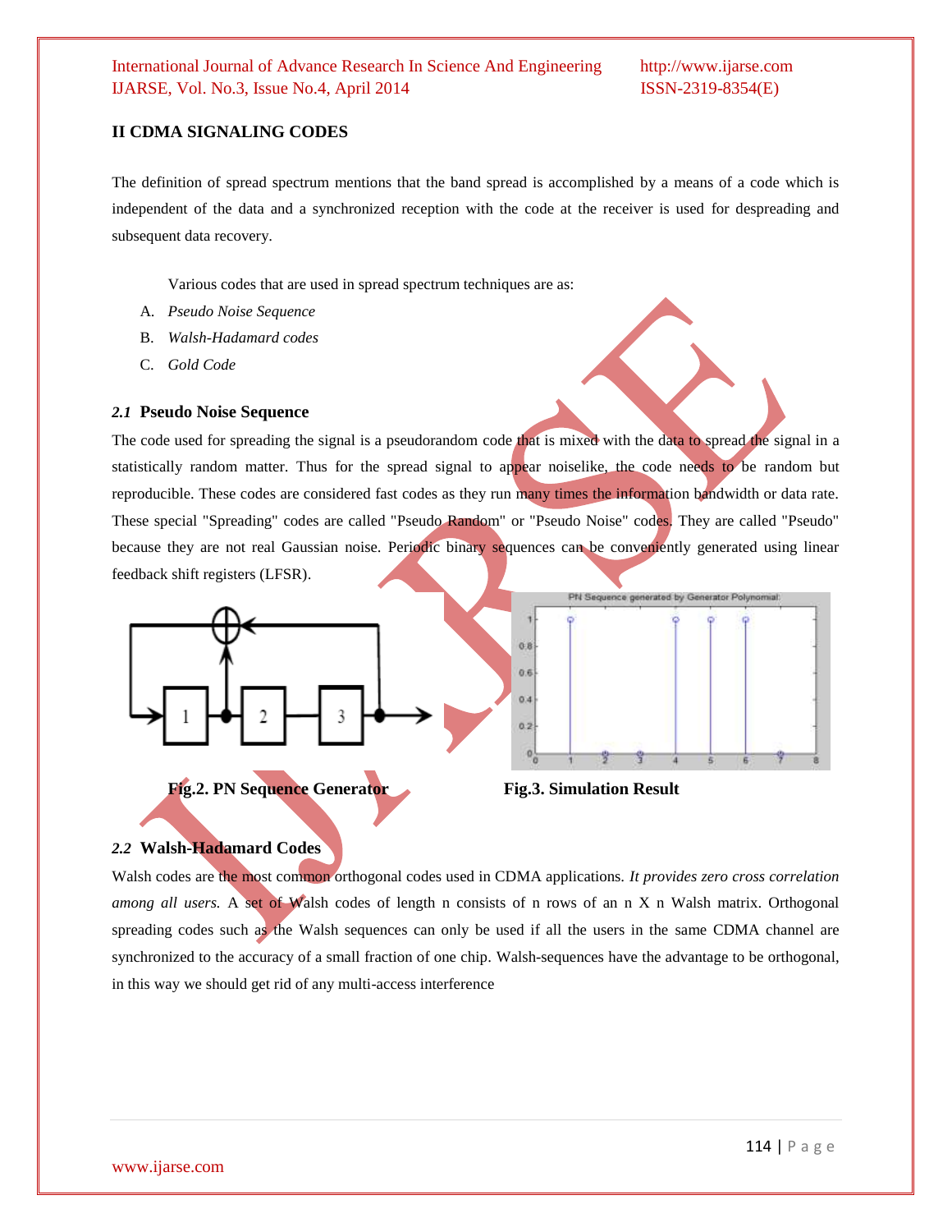## II CDMA SIGNALING CODES

The definition of spread spectrum mentions that the band spread is accomplished by a means of a code which is independent of the data and a synchronized reception with the code at the receiver is used for despreading and subsequent data recovery.

Various codes that are used in spread spectrum techniques are as:

A. *Pseudo Noise Sequence*
B. *Walsh-Hadamard codes*
C. *Gold Code*

### *2.1* Pseudo Noise Sequence

The code used for spreading the signal is a pseudorandom code that is mixed with the data to spread the signal in a statistically random matter. Thus for the spread signal to appear noiselike, the code needs to be random but reproducible. These codes are considered fast codes as they run many times the information bandwidth or data rate. These special "Spreading" codes are called "Pseudo Random" or "Pseudo Noise" codes. They are called "Pseudo" because they are not real Gaussian noise. Periodic binary sequences can be conveniently generated using linear feedback shift registers (LFSR).

**Fig.2. PN Sequence Generator**

**Fig.3. Simulation Result**

### *2.2* Walsh-Hadamard Codes

Walsh codes are the most common orthogonal codes used in CDMA applications. *It provides zero cross correlation among all users.* A set of Walsh codes of length n consists of n rows of an n X n Walsh matrix. Orthogonal spreading codes such as the Walsh sequences can only be used if all the users in the same CDMA channel are synchronized to the accuracy of a small fraction of one chip. Walsh-sequences have the advantage to be orthogonal, in this way we should get rid of any multi-access interference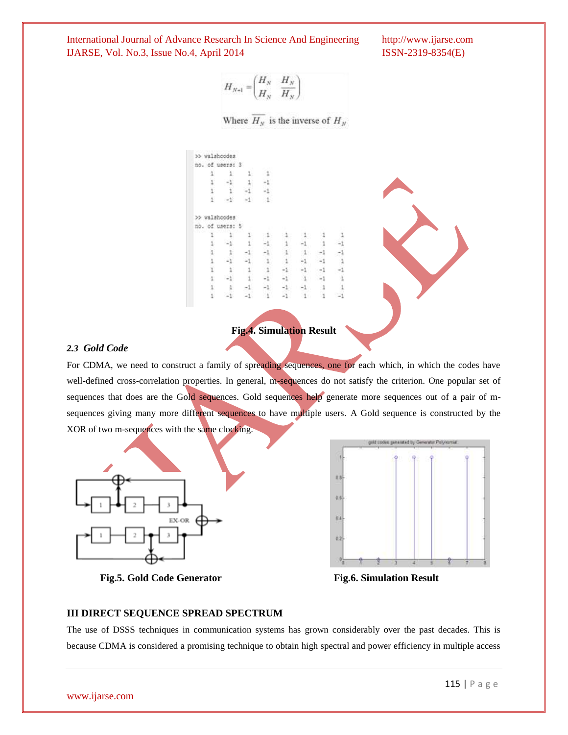$$H_{N+1} = \begin{pmatrix} H_N & H_N \\ H_N & \overline{H_N} \end{pmatrix}$$

Where $\overline{H_N}$ is the inverse of $H_N$

```
>> walshcodes
no. of users: 3
     1     1     1     1
     1    -1     1    -1
     1     1    -1    -1
     1    -1    -1     1

>> walshcodes
no. of users: 5
     1     1     1     1     1     1     1     1
     1    -1     1    -1     1    -1     1    -1
     1     1    -1    -1     1     1    -1    -1
     1    -1    -1     1     1    -1    -1     1
     1     1     1     1    -1    -1    -1    -1
     1    -1     1    -1    -1     1    -1     1
     1     1    -1    -1    -1    -1     1     1
     1    -1    -1     1    -1     1     1    -1
```

**Fig.4. Simulation Result**

### *2.3 Gold Code*

For CDMA, we need to construct a family of spreading sequences, one for each which, in which the codes have well-defined cross-correlation properties. In general, m-sequences do not satisfy the criterion. One popular set of sequences that does are the Gold sequences. Gold sequences help generate more sequences out of a pair of m-sequences giving many more different sequences to have multiple users. A Gold sequence is constructed by the XOR of two m-sequences with the same clocking.

**Fig.5. Gold Code Generator**

**Fig.6. Simulation Result**

## III DIRECT SEQUENCE SPREAD SPECTRUM

The use of DSSS techniques in communication systems has grown considerably over the past decades. This is because CDMA is considered a promising technique to obtain high spectral and power efficiency in multiple access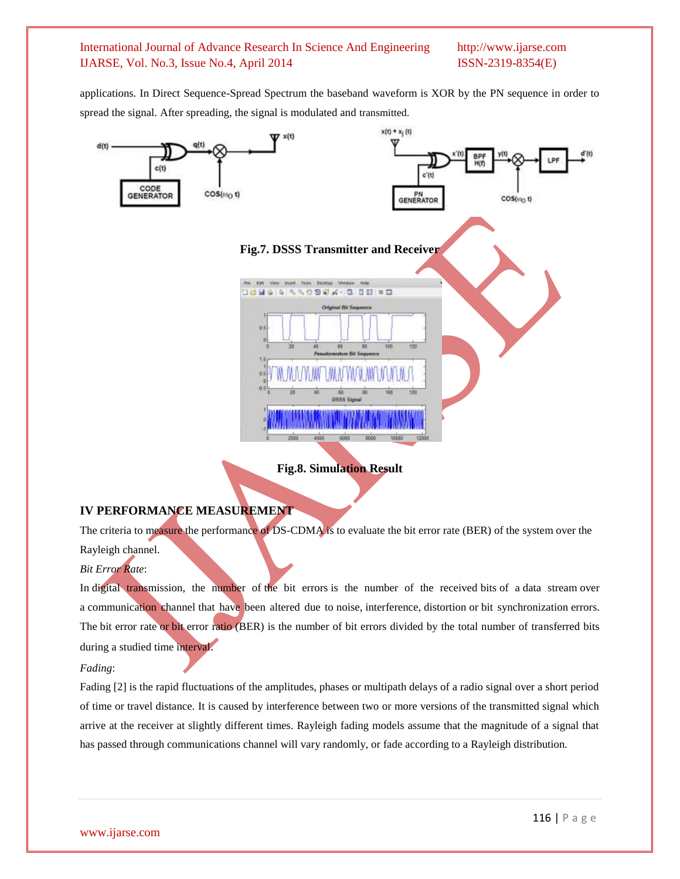applications. In Direct Sequence-Spread Spectrum the baseband waveform is XOR by the PN sequence in order to spread the signal. After spreading, the signal is modulated and transmitted.

Fig.7. DSSS Transmitter and Receiver

Fig.8. Simulation Result

## IV PERFORMANCE MEASUREMENT

The criteria to measure the performance of DS-CDMA is to evaluate the bit error rate (BER) of the system over the Rayleigh channel.

*Bit Error Rate*:

In digital transmission, the number of the bit errors is the number of the received bits of a data stream over a communication channel that have been altered due to noise, interference, distortion or bit synchronization errors. The bit error rate or bit error ratio (BER) is the number of bit errors divided by the total number of transferred bits during a studied time interval.

*Fading*:

Fading [2] is the rapid fluctuations of the amplitudes, phases or multipath delays of a radio signal over a short period of time or travel distance. It is caused by interference between two or more versions of the transmitted signal which arrive at the receiver at slightly different times. Rayleigh fading models assume that the magnitude of a signal that has passed through communications channel will vary randomly, or fade according to a Rayleigh distribution.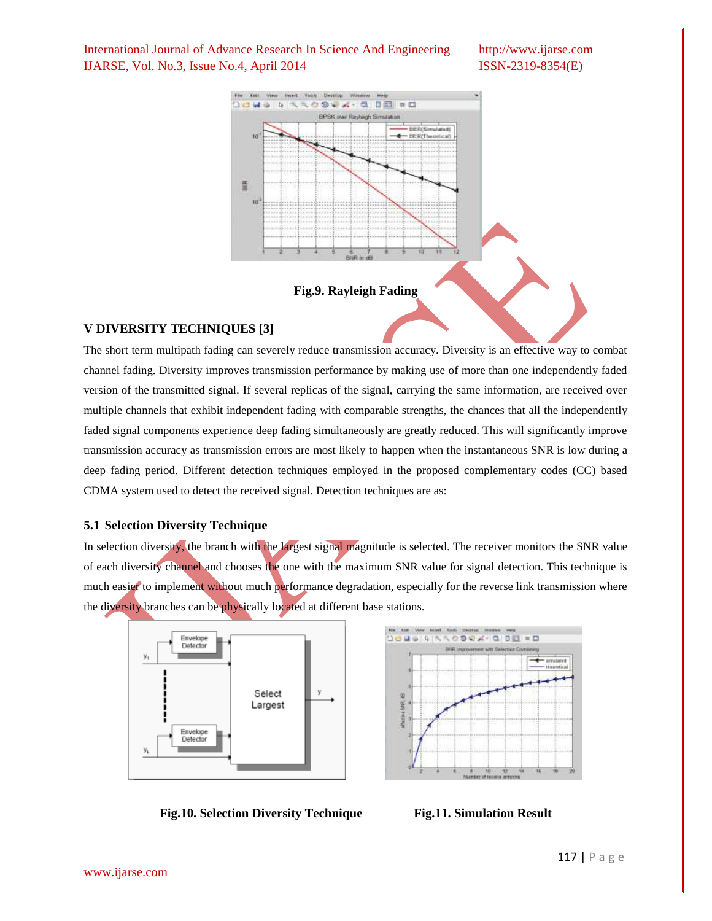Fig.9. Rayleigh Fading

## V DIVERSITY TECHNIQUES [3]

The short term multipath fading can severely reduce transmission accuracy. Diversity is an effective way to combat channel fading. Diversity improves transmission performance by making use of more than one independently faded version of the transmitted signal. If several replicas of the signal, carrying the same information, are received over multiple channels that exhibit independent fading with comparable strengths, the chances that all the independently faded signal components experience deep fading simultaneously are greatly reduced. This will significantly improve transmission accuracy as transmission errors are most likely to happen when the instantaneous SNR is low during a deep fading period. Different detection techniques employed in the proposed complementary codes (CC) based CDMA system used to detect the received signal. Detection techniques are as:

### 5.1 Selection Diversity Technique

In selection diversity, the branch with the largest signal magnitude is selected. The receiver monitors the SNR value of each diversity channel and chooses the one with the maximum SNR value for signal detection. This technique is much easier to implement without much performance degradation, especially for the reverse link transmission where the diversity branches can be physically located at different base stations.

Fig.10. Selection Diversity Technique

Fig.11. Simulation Result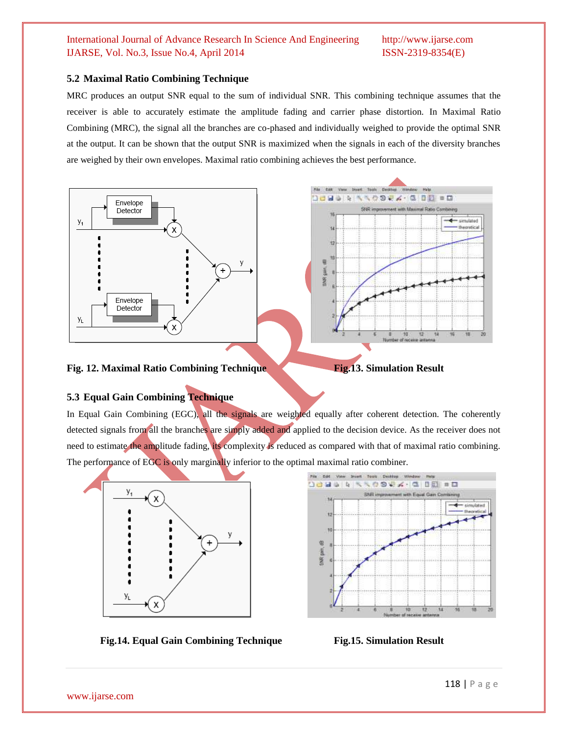### 5.2 Maximal Ratio Combining Technique

MRC produces an output SNR equal to the sum of individual SNR. This combining technique assumes that the receiver is able to accurately estimate the amplitude fading and carrier phase distortion. In Maximal Ratio Combining (MRC), the signal all the branches are co-phased and individually weighed to provide the optimal SNR at the output. It can be shown that the output SNR is maximized when the signals in each of the diversity branches are weighed by their own envelopes. Maximal ratio combining achieves the best performance.

**Fig. 12. Maximal Ratio Combining Technique**

**Fig.13. Simulation Result**

### 5.3 Equal Gain Combining Technique

In Equal Gain Combining (EGC), all the signals are weighted equally after coherent detection. The coherently detected signals from all the branches are simply added and applied to the decision device. As the receiver does not need to estimate the amplitude fading, its complexity is reduced as compared with that of maximal ratio combining. The performance of EGC is only marginally inferior to the optimal maximal ratio combiner.

**Fig.14. Equal Gain Combining Technique**

**Fig.15. Simulation Result**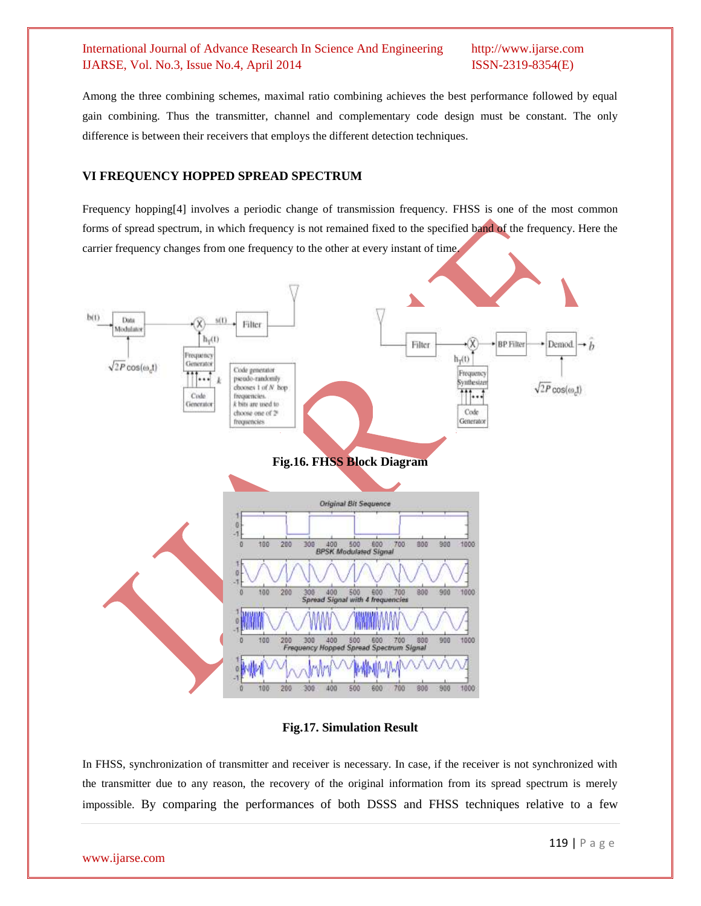Among the three combining schemes, maximal ratio combining achieves the best performance followed by equal gain combining. Thus the transmitter, channel and complementary code design must be constant. The only difference is between their receivers that employs the different detection techniques.

## VI FREQUENCY HOPPED SPREAD SPECTRUM

Frequency hopping[4] involves a periodic change of transmission frequency. FHSS is one of the most common forms of spread spectrum, in which frequency is not remained fixed to the specified band of the frequency. Here the carrier frequency changes from one frequency to the other at every instant of time.

**Fig.16. FHSS Block Diagram**

**Fig.17. Simulation Result**

In FHSS, synchronization of transmitter and receiver is necessary. In case, if the receiver is not synchronized with the transmitter due to any reason, the recovery of the original information from its spread spectrum is merely impossible. By comparing the performances of both DSSS and FHSS techniques relative to a few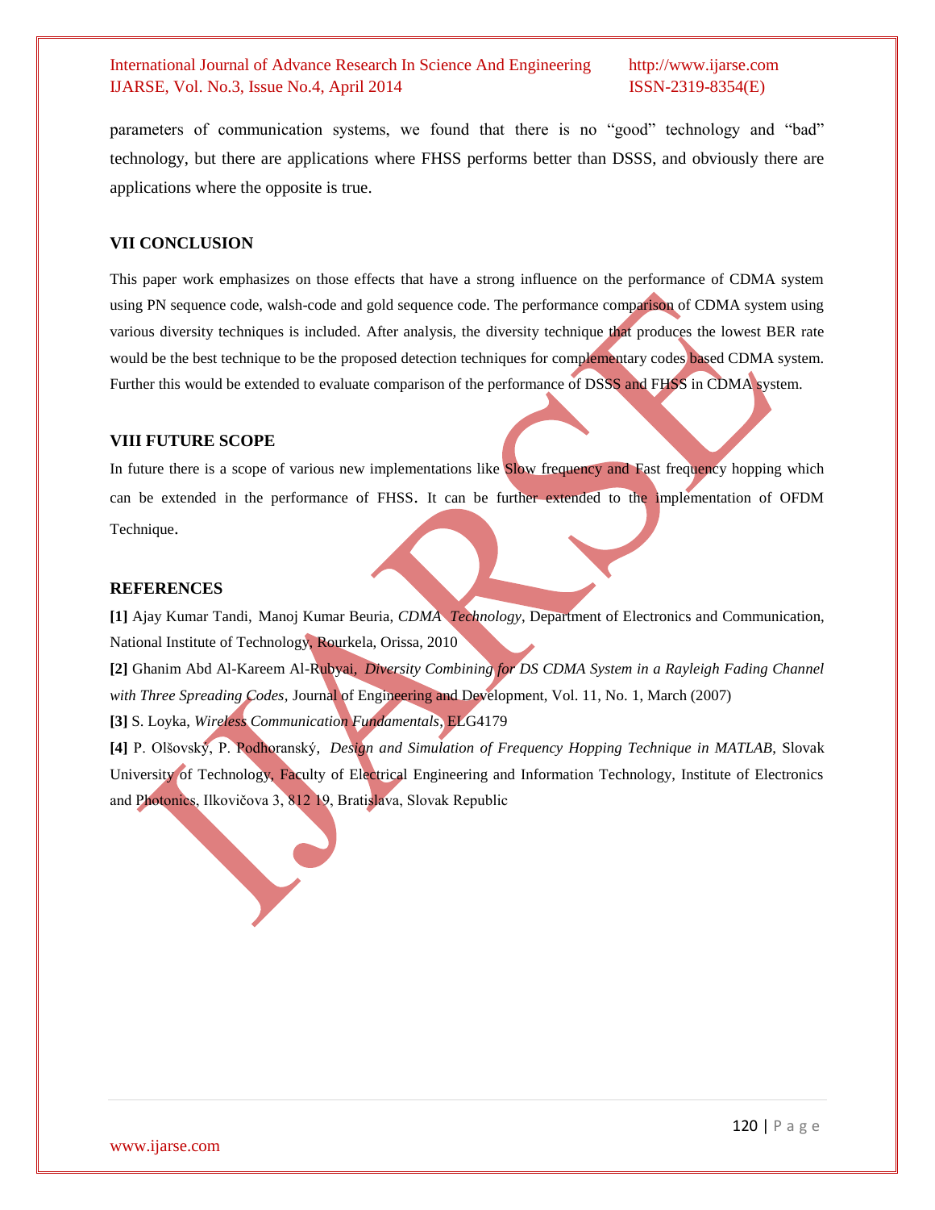parameters of communication systems, we found that there is no "good" technology and "bad" technology, but there are applications where FHSS performs better than DSSS, and obviously there are applications where the opposite is true.

## VII CONCLUSION

This paper work emphasizes on those effects that have a strong influence on the performance of CDMA system using PN sequence code, walsh-code and gold sequence code. The performance comparison of CDMA system using various diversity techniques is included. After analysis, the diversity technique that produces the lowest BER rate would be the best technique to be the proposed detection techniques for complementary codes based CDMA system. Further this would be extended to evaluate comparison of the performance of DSSS and FHSS in CDMA system.

## VIII FUTURE SCOPE

In future there is a scope of various new implementations like Slow frequency and Fast frequency hopping which can be extended in the performance of FHSS. It can be further extended to the implementation of OFDM Technique.

## REFERENCES

**[1]** Ajay Kumar Tandi, Manoj Kumar Beuria, *CDMA Technology*, Department of Electronics and Communication, National Institute of Technology, Rourkela, Orissa, 2010

**[2]** Ghanim Abd Al-Kareem Al-Rubyai, *Diversity Combining for DS CDMA System in a Rayleigh Fading Channel with Three Spreading Codes*, Journal of Engineering and Development, Vol. 11, No. 1, March (2007)

**[3]** S. Loyka, *Wireless Communication Fundamentals*, ELG4179

**[4]** P. Olšovský, P. Podhoranský, *Design and Simulation of Frequency Hopping Technique in MATLAB*, Slovak University of Technology, Faculty of Electrical Engineering and Information Technology, Institute of Electronics and Photonics, Ilkovičova 3, 812 19, Bratislava, Slovak Republic